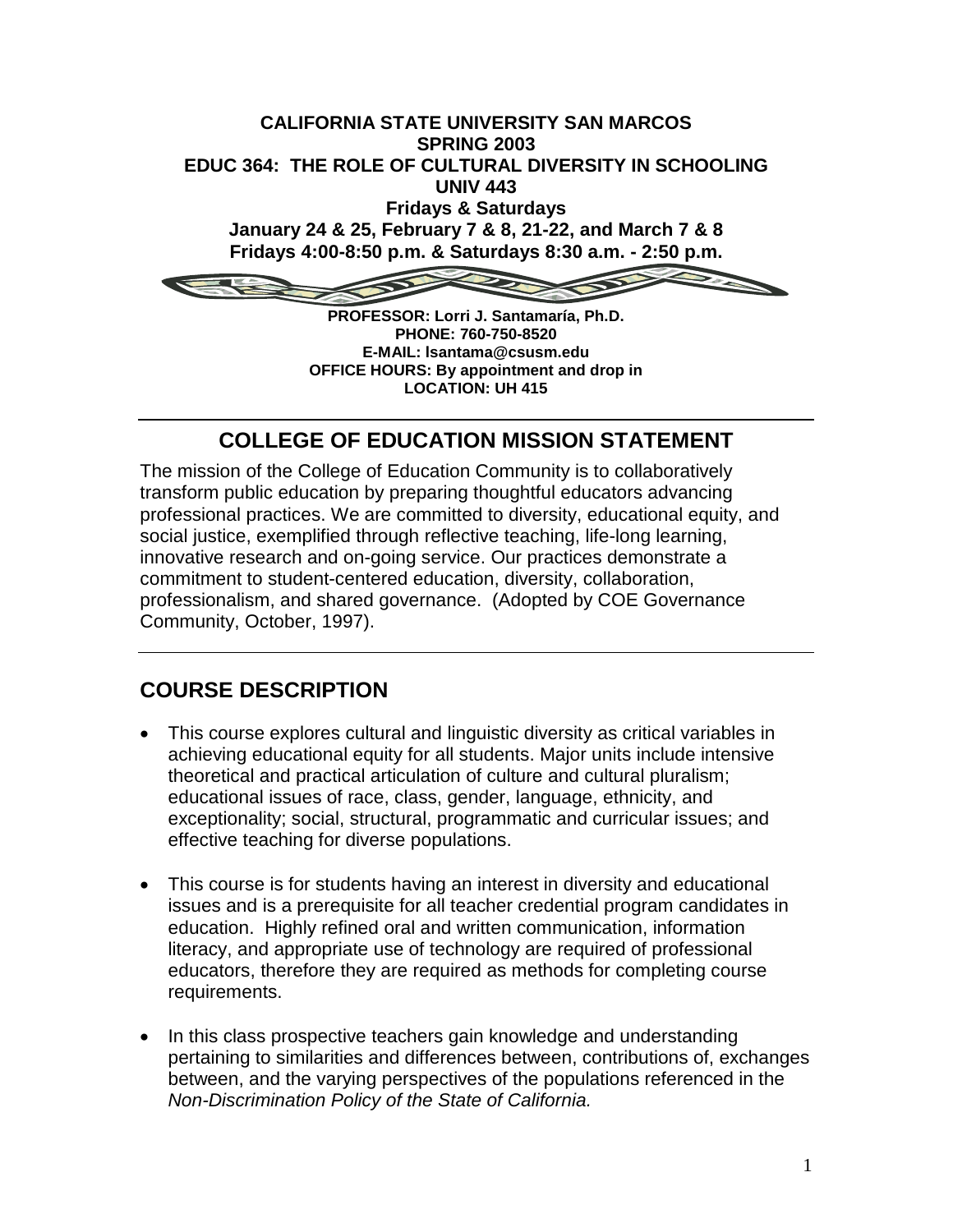**CALIFORNIA STATE UNIVERSITY SAN MARCOS**
**SPRING 2003**
**EDUC 364: THE ROLE OF CULTURAL DIVERSITY IN SCHOOLING**
**UNIV 443**
**Fridays & Saturdays**
**January 24 & 25, February 7 & 8, 21-22, and March 7 & 8**
**Fridays 4:00-8:50 p.m. & Saturdays 8:30 a.m. - 2:50 p.m.**

**PROFESSOR: Lorri J. Santamaría, Ph.D.**
**PHONE: 760-750-8520**
**E-MAIL: lsantama@csusm.edu**
**OFFICE HOURS: By appointment and drop in**
**LOCATION: UH 415**

## COLLEGE OF EDUCATION MISSION STATEMENT

The mission of the College of Education Community is to collaboratively transform public education by preparing thoughtful educators advancing professional practices. We are committed to diversity, educational equity, and social justice, exemplified through reflective teaching, life-long learning, innovative research and on-going service. Our practices demonstrate a commitment to student-centered education, diversity, collaboration, professionalism, and shared governance. (Adopted by COE Governance Community, October, 1997).

## COURSE DESCRIPTION

- This course explores cultural and linguistic diversity as critical variables in achieving educational equity for all students. Major units include intensive theoretical and practical articulation of culture and cultural pluralism; educational issues of race, class, gender, language, ethnicity, and exceptionality; social, structural, programmatic and curricular issues; and effective teaching for diverse populations.

- This course is for students having an interest in diversity and educational issues and is a prerequisite for all teacher credential program candidates in education. Highly refined oral and written communication, information literacy, and appropriate use of technology are required of professional educators, therefore they are required as methods for completing course requirements.

- In this class prospective teachers gain knowledge and understanding pertaining to similarities and differences between, contributions of, exchanges between, and the varying perspectives of the populations referenced in the *Non-Discrimination Policy of the State of California.*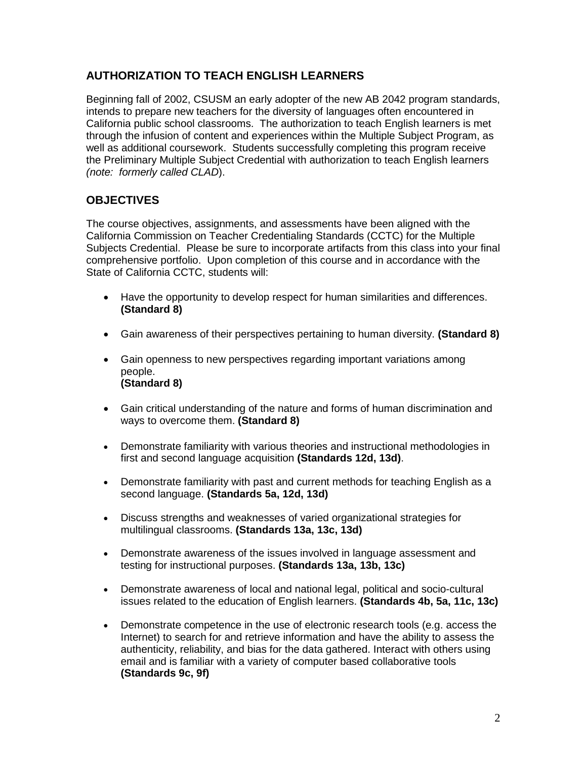## AUTHORIZATION TO TEACH ENGLISH LEARNERS

Beginning fall of 2002, CSUSM an early adopter of the new AB 2042 program standards, intends to prepare new teachers for the diversity of languages often encountered in California public school classrooms. The authorization to teach English learners is met through the infusion of content and experiences within the Multiple Subject Program, as well as additional coursework. Students successfully completing this program receive the Preliminary Multiple Subject Credential with authorization to teach English learners *(note: formerly called CLAD*).

## OBJECTIVES

The course objectives, assignments, and assessments have been aligned with the California Commission on Teacher Credentialing Standards (CCTC) for the Multiple Subjects Credential. Please be sure to incorporate artifacts from this class into your final comprehensive portfolio. Upon completion of this course and in accordance with the State of California CCTC, students will:

- Have the opportunity to develop respect for human similarities and differences. **(Standard 8)**
- Gain awareness of their perspectives pertaining to human diversity. **(Standard 8)**
- Gain openness to new perspectives regarding important variations among people. **(Standard 8)**
- Gain critical understanding of the nature and forms of human discrimination and ways to overcome them. **(Standard 8)**
- Demonstrate familiarity with various theories and instructional methodologies in first and second language acquisition **(Standards 12d, 13d)**.
- Demonstrate familiarity with past and current methods for teaching English as a second language. **(Standards 5a, 12d, 13d)**
- Discuss strengths and weaknesses of varied organizational strategies for multilingual classrooms. **(Standards 13a, 13c, 13d)**
- Demonstrate awareness of the issues involved in language assessment and testing for instructional purposes. **(Standards 13a, 13b, 13c)**
- Demonstrate awareness of local and national legal, political and socio-cultural issues related to the education of English learners. **(Standards 4b, 5a, 11c, 13c)**
- Demonstrate competence in the use of electronic research tools (e.g. access the Internet) to search for and retrieve information and have the ability to assess the authenticity, reliability, and bias for the data gathered. Interact with others using email and is familiar with a variety of computer based collaborative tools **(Standards 9c, 9f)**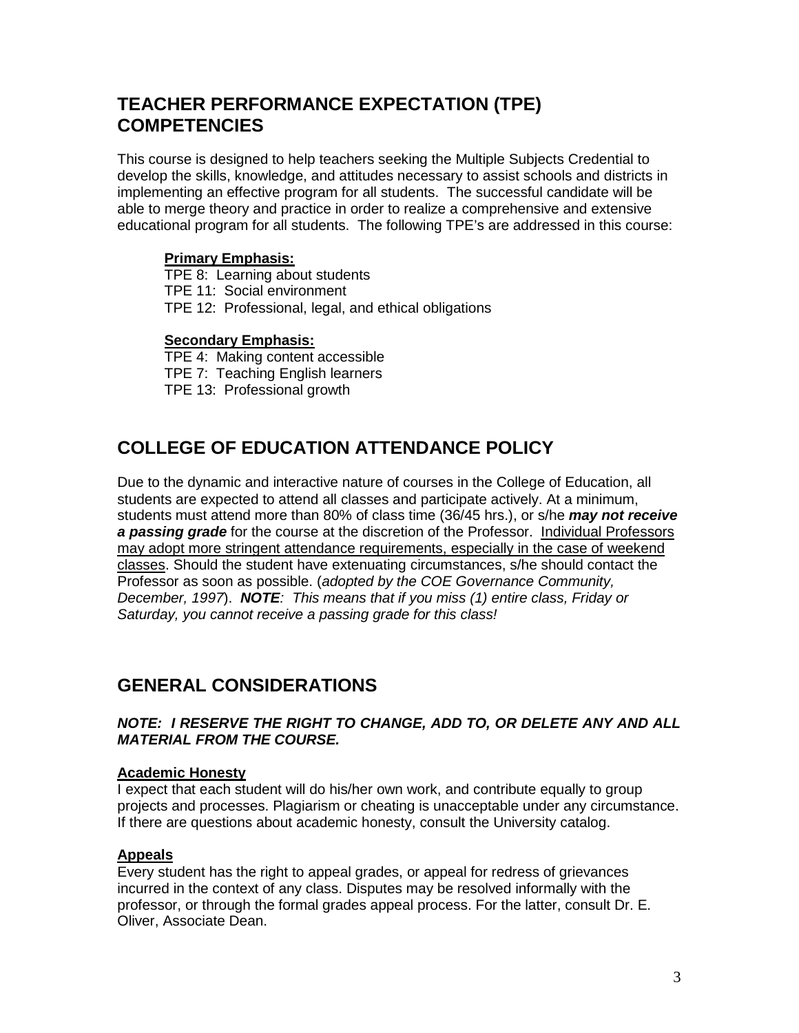## TEACHER PERFORMANCE EXPECTATION (TPE) COMPETENCIES

This course is designed to help teachers seeking the Multiple Subjects Credential to develop the skills, knowledge, and attitudes necessary to assist schools and districts in implementing an effective program for all students. The successful candidate will be able to merge theory and practice in order to realize a comprehensive and extensive educational program for all students. The following TPE's are addressed in this course:

**Primary Emphasis:**

TPE 8: Learning about students
TPE 11: Social environment
TPE 12: Professional, legal, and ethical obligations

**Secondary Emphasis:**

TPE 4: Making content accessible
TPE 7: Teaching English learners
TPE 13: Professional growth

## COLLEGE OF EDUCATION ATTENDANCE POLICY

Due to the dynamic and interactive nature of courses in the College of Education, all students are expected to attend all classes and participate actively. At a minimum, students must attend more than 80% of class time (36/45 hrs.), or s/he ***may not receive a passing grade*** for the course at the discretion of the Professor. Individual Professors may adopt more stringent attendance requirements, especially in the case of weekend classes. Should the student have extenuating circumstances, s/he should contact the Professor as soon as possible. (*adopted by the COE Governance Community, December, 1997*). ***NOTE****: This means that if you miss (1) entire class, Friday or Saturday, you cannot receive a passing grade for this class!*

## GENERAL CONSIDERATIONS

***NOTE: I RESERVE THE RIGHT TO CHANGE, ADD TO, OR DELETE ANY AND ALL MATERIAL FROM THE COURSE.***

**Academic Honesty**

I expect that each student will do his/her own work, and contribute equally to group projects and processes. Plagiarism or cheating is unacceptable under any circumstance. If there are questions about academic honesty, consult the University catalog.

**Appeals**

Every student has the right to appeal grades, or appeal for redress of grievances incurred in the context of any class. Disputes may be resolved informally with the professor, or through the formal grades appeal process. For the latter, consult Dr. E. Oliver, Associate Dean.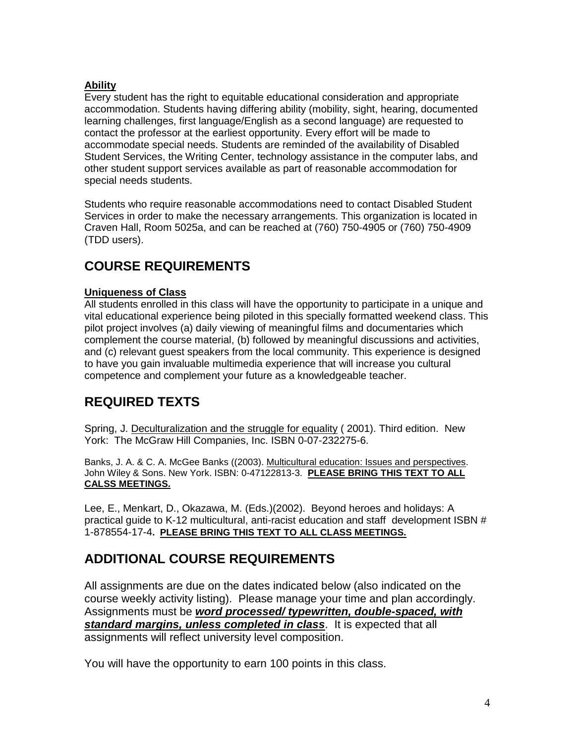**Ability**

Every student has the right to equitable educational consideration and appropriate accommodation. Students having differing ability (mobility, sight, hearing, documented learning challenges, first language/English as a second language) are requested to contact the professor at the earliest opportunity. Every effort will be made to accommodate special needs. Students are reminded of the availability of Disabled Student Services, the Writing Center, technology assistance in the computer labs, and other student support services available as part of reasonable accommodation for special needs students.

Students who require reasonable accommodations need to contact Disabled Student Services in order to make the necessary arrangements. This organization is located in Craven Hall, Room 5025a, and can be reached at (760) 750-4905 or (760) 750-4909 (TDD users).

## COURSE REQUIREMENTS

**Uniqueness of Class**

All students enrolled in this class will have the opportunity to participate in a unique and vital educational experience being piloted in this specially formatted weekend class. This pilot project involves (a) daily viewing of meaningful films and documentaries which complement the course material, (b) followed by meaningful discussions and activities, and (c) relevant guest speakers from the local community. This experience is designed to have you gain invaluable multimedia experience that will increase you cultural competence and complement your future as a knowledgeable teacher.

## REQUIRED TEXTS

Spring, J. Deculturalization and the struggle for equality ( 2001). Third edition. New York: The McGraw Hill Companies, Inc. ISBN 0-07-232275-6.

Banks, J. A. & C. A. McGee Banks ((2003). Multicultural education: Issues and perspectives. John Wiley & Sons. New York. ISBN: 0-47122813-3. **PLEASE BRING THIS TEXT TO ALL CALSS MEETINGS.**

Lee, E., Menkart, D., Okazawa, M. (Eds.)(2002). Beyond heroes and holidays: A practical guide to K-12 multicultural, anti-racist education and staff development ISBN # 1-878554-17-4. **PLEASE BRING THIS TEXT TO ALL CLASS MEETINGS.**

## ADDITIONAL COURSE REQUIREMENTS

All assignments are due on the dates indicated below (also indicated on the course weekly activity listing). Please manage your time and plan accordingly. Assignments must be ***word processed/ typewritten, double-spaced, with standard margins, unless completed in class***. It is expected that all assignments will reflect university level composition.

You will have the opportunity to earn 100 points in this class.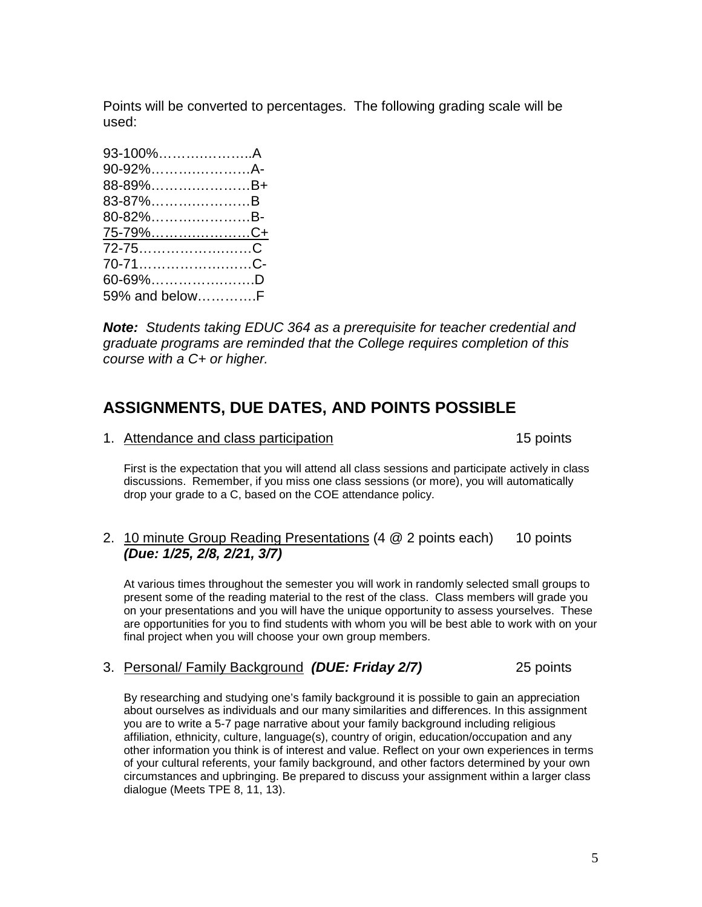Points will be converted to percentages. The following grading scale will be used:

93-100%………………..A
90-92%…………………A-
88-89%…………………B+
83-87%…………………B
80-82%…………………B-
<u>75-79%…………………C+</u>
72-75……………………C
70-71……………………C-
60-69%…………………D
59% and below…………F

***Note:*** *Students taking EDUC 364 as a prerequisite for teacher credential and graduate programs are reminded that the College requires completion of this course with a C+ or higher.*

## ASSIGNMENTS, DUE DATES, AND POINTS POSSIBLE

1. <u>Attendance and class participation</u> 15 points

   First is the expectation that you will attend all class sessions and participate actively in class discussions. Remember, if you miss one class sessions (or more), you will automatically drop your grade to a C, based on the COE attendance policy.

2. <u>10 minute Group Reading Presentations</u> (4 @ 2 points each) 10 points
   ***(Due: 1/25, 2/8, 2/21, 3/7)***

   At various times throughout the semester you will work in randomly selected small groups to present some of the reading material to the rest of the class. Class members will grade you on your presentations and you will have the unique opportunity to assess yourselves. These are opportunities for you to find students with whom you will be best able to work with on your final project when you will choose your own group members.

3. <u>Personal/ Family Background</u> ***(DUE: Friday 2/7)*** 25 points

   By researching and studying one's family background it is possible to gain an appreciation about ourselves as individuals and our many similarities and differences. In this assignment you are to write a 5-7 page narrative about your family background including religious affiliation, ethnicity, culture, language(s), country of origin, education/occupation and any other information you think is of interest and value. Reflect on your own experiences in terms of your cultural referents, your family background, and other factors determined by your own circumstances and upbringing. Be prepared to discuss your assignment within a larger class dialogue (Meets TPE 8, 11, 13).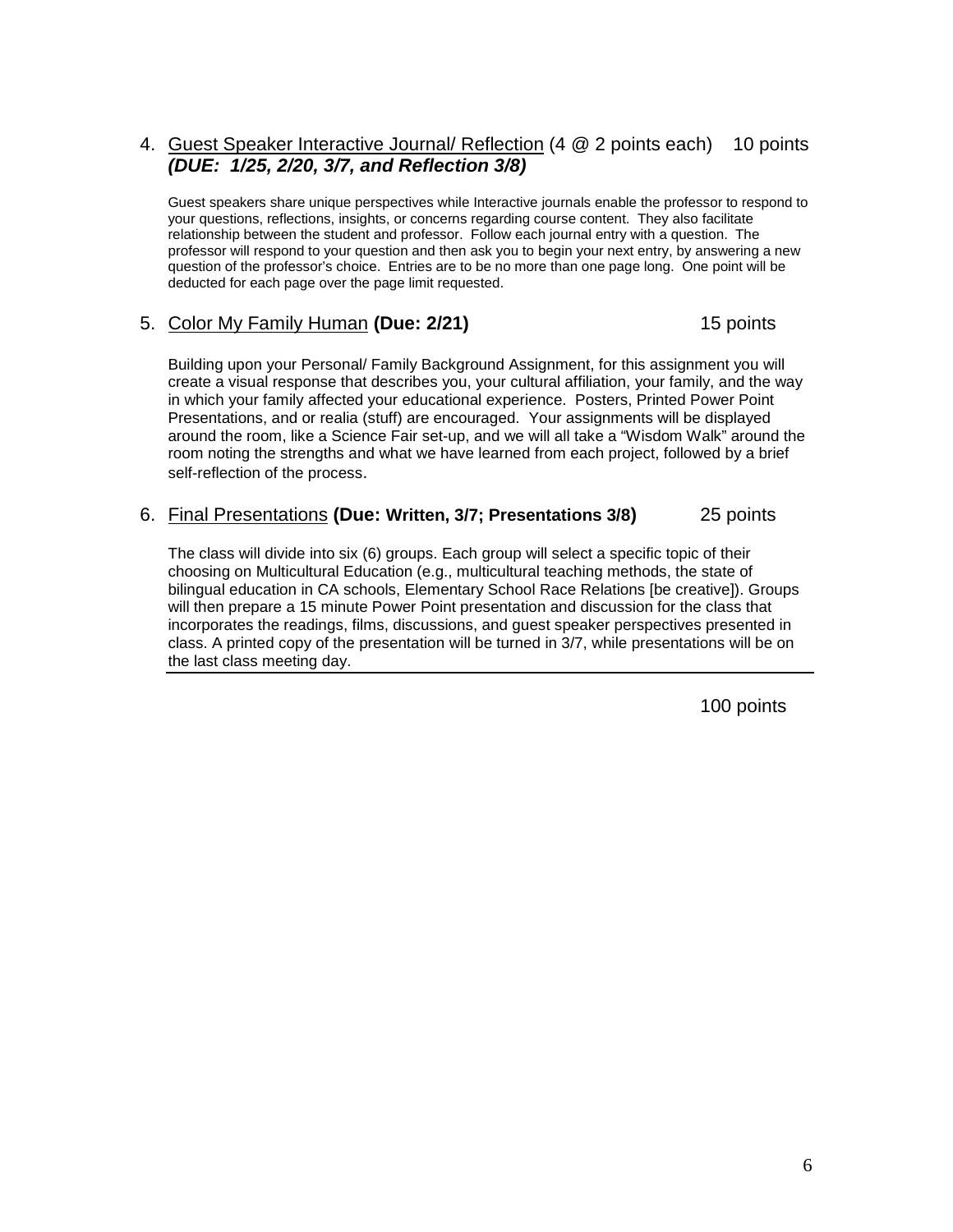4. <u>Guest Speaker Interactive Journal/ Reflection</u> (4 @ 2 points each) 10 points
   ***(DUE: 1/25, 2/20, 3/7, and Reflection 3/8)***

   Guest speakers share unique perspectives while Interactive journals enable the professor to respond to your questions, reflections, insights, or concerns regarding course content. They also facilitate relationship between the student and professor. Follow each journal entry with a question. The professor will respond to your question and then ask you to begin your next entry, by answering a new question of the professor's choice. Entries are to be no more than one page long. One point will be deducted for each page over the page limit requested.

5. <u>Color My Family Human</u> **(Due: 2/21)** 15 points

   Building upon your Personal/ Family Background Assignment, for this assignment you will create a visual response that describes you, your cultural affiliation, your family, and the way in which your family affected your educational experience. Posters, Printed Power Point Presentations, and or realia (stuff) are encouraged. Your assignments will be displayed around the room, like a Science Fair set-up, and we will all take a "Wisdom Walk" around the room noting the strengths and what we have learned from each project, followed by a brief self-reflection of the process.

6. <u>Final Presentations</u> **(Due: Written, 3/7; Presentations 3/8)** 25 points

   The class will divide into six (6) groups. Each group will select a specific topic of their choosing on Multicultural Education (e.g., multicultural teaching methods, the state of bilingual education in CA schools, Elementary School Race Relations [be creative]). Groups will then prepare a 15 minute Power Point presentation and discussion for the class that incorporates the readings, films, discussions, and guest speaker perspectives presented in class. A printed copy of the presentation will be turned in 3/7, while presentations will be on the last class meeting day.

---

100 points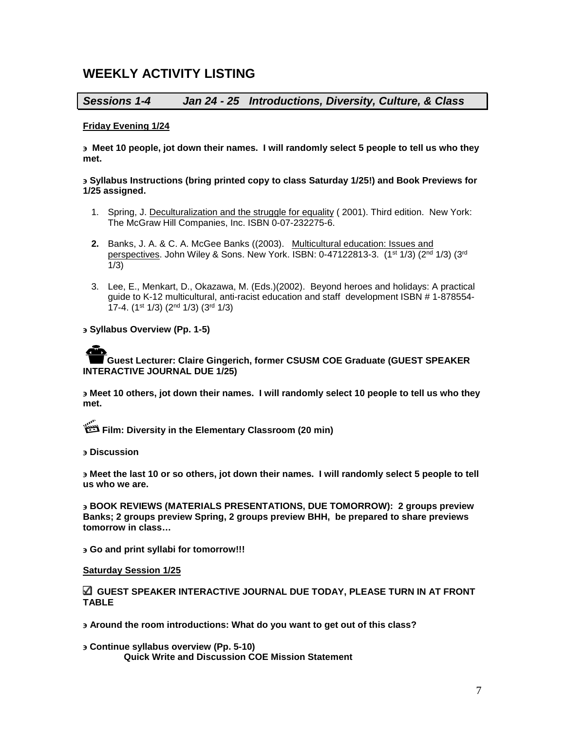## WEEKLY ACTIVITY LISTING

### *Sessions 1-4 Jan 24 - 25 Introductions, Diversity, Culture, & Class*

**Friday Evening 1/24**

- **Meet 10 people, jot down their names. I will randomly select 5 people to tell us who they met.**

- **Syllabus Instructions (bring printed copy to class Saturday 1/25!) and Book Previews for 1/25 assigned.**

1. Spring, J. Deculturalization and the struggle for equality ( 2001). Third edition. New York: The McGraw Hill Companies, Inc. ISBN 0-07-232275-6.
2. Banks, J. A. & C. A. McGee Banks ((2003). Multicultural education: Issues and perspectives. John Wiley & Sons. New York. ISBN: 0-47122813-3. (1st 1/3) (2nd 1/3) (3rd 1/3)
3. Lee, E., Menkart, D., Okazawa, M. (Eds.)(2002). Beyond heroes and holidays: A practical guide to K-12 multicultural, anti-racist education and staff development ISBN # 1-878554-17-4. (1st 1/3) (2nd 1/3) (3rd 1/3)

- **Syllabus Overview (Pp. 1-5)**

**Guest Lecturer: Claire Gingerich, former CSUSM COE Graduate (GUEST SPEAKER INTERACTIVE JOURNAL DUE 1/25)**

- **Meet 10 others, jot down their names. I will randomly select 10 people to tell us who they met.**

**Film: Diversity in the Elementary Classroom (20 min)**

- **Discussion**

- **Meet the last 10 or so others, jot down their names. I will randomly select 5 people to tell us who we are.**

- **BOOK REVIEWS (MATERIALS PRESENTATIONS, DUE TOMORROW): 2 groups preview Banks; 2 groups preview Spring, 2 groups preview BHH, be prepared to share previews tomorrow in class…**

- **Go and print syllabi for tomorrow!!!**

**Saturday Session 1/25**

☑ **GUEST SPEAKER INTERACTIVE JOURNAL DUE TODAY, PLEASE TURN IN AT FRONT TABLE**

- **Around the room introductions: What do you want to get out of this class?**

- **Continue syllabus overview (Pp. 5-10)**
  **Quick Write and Discussion COE Mission Statement**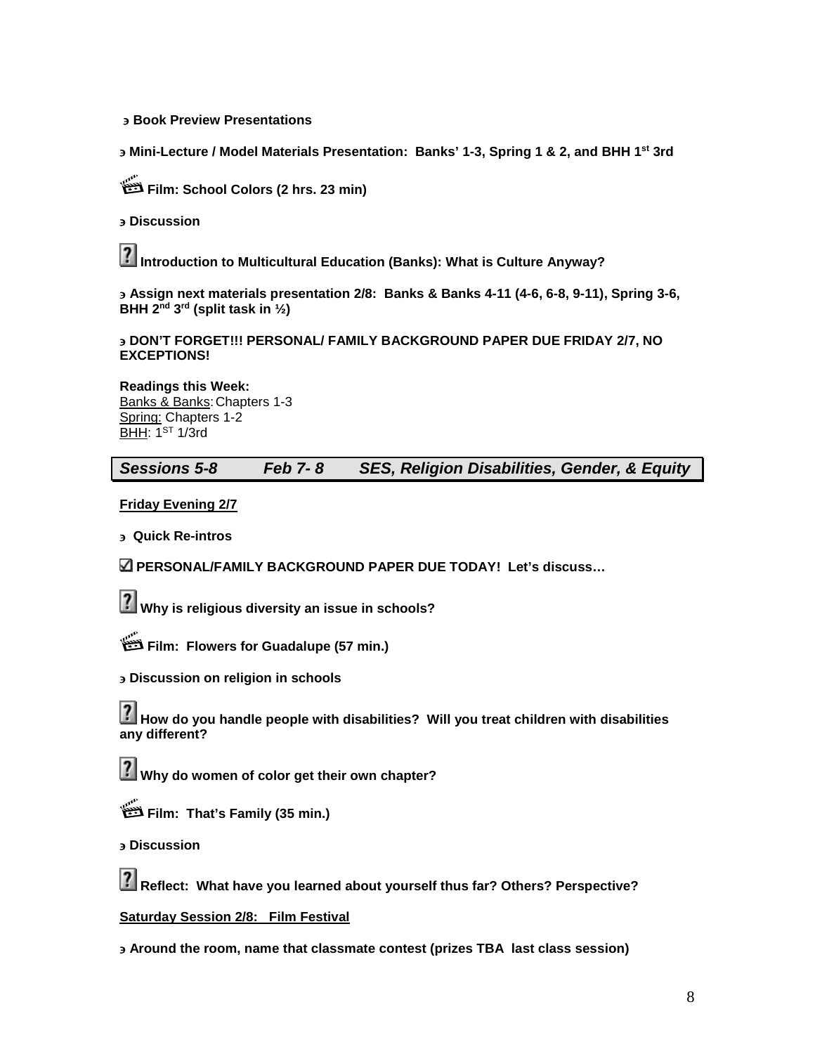- **Book Preview Presentations**
- **Mini-Lecture / Model Materials Presentation: Banks' 1-3, Spring 1 & 2, and BHH 1st 3rd**

**Film: School Colors (2 hrs. 23 min)**

- **Discussion**

**Introduction to Multicultural Education (Banks): What is Culture Anyway?**

- **Assign next materials presentation 2/8: Banks & Banks 4-11 (4-6, 6-8, 9-11), Spring 3-6, BHH 2nd 3rd (split task in ½)**
- **DON'T FORGET!!! PERSONAL/ FAMILY BACKGROUND PAPER DUE FRIDAY 2/7, NO EXCEPTIONS!**

**Readings this Week:**
Banks & Banks: Chapters 1-3
Spring: Chapters 1-2
BHH: 1ST 1/3rd

## *Sessions 5-8 Feb 7- 8 SES, Religion Disabilities, Gender, & Equity*

**Friday Evening 2/7**

- **Quick Re-intros**

☑ **PERSONAL/FAMILY BACKGROUND PAPER DUE TODAY! Let's discuss…**

**Why is religious diversity an issue in schools?**

**Film: Flowers for Guadalupe (57 min.)**

- **Discussion on religion in schools**

**How do you handle people with disabilities? Will you treat children with disabilities any different?**

**Why do women of color get their own chapter?**

**Film: That's Family (35 min.)**

- **Discussion**

**Reflect: What have you learned about yourself thus far? Others? Perspective?**

**Saturday Session 2/8: Film Festival**

- **Around the room, name that classmate contest (prizes TBA last class session)**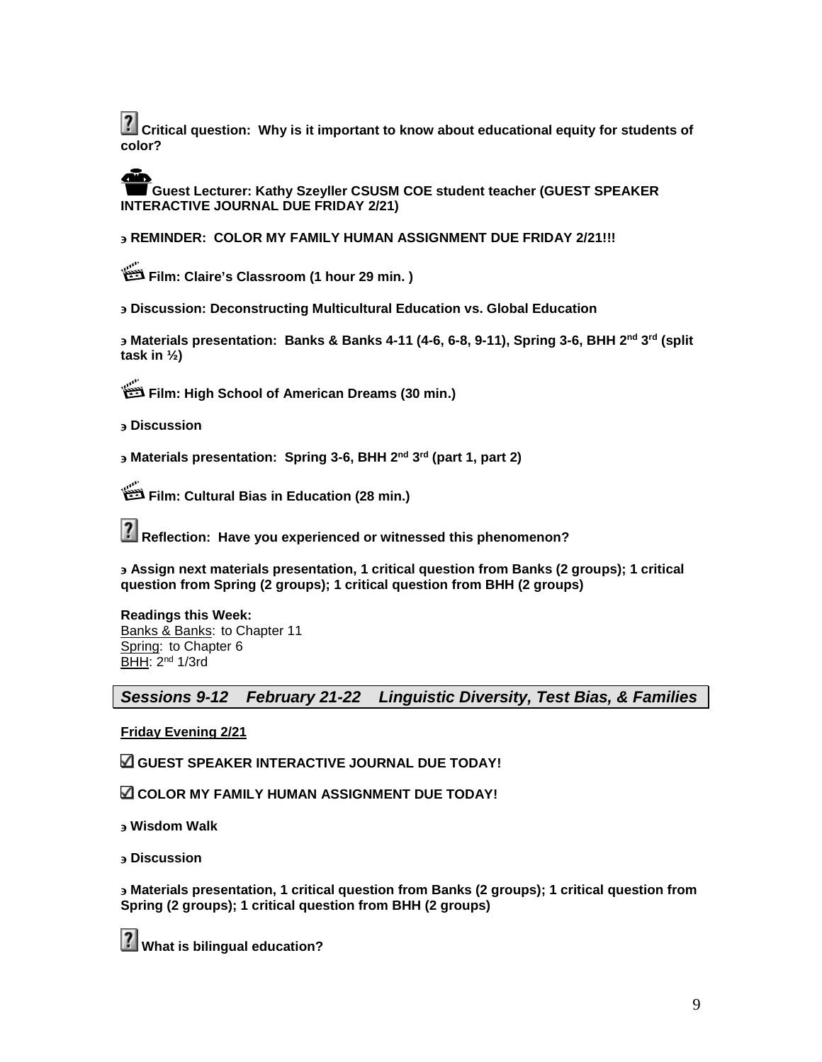**Critical question: Why is it important to know about educational equity for students of color?**

**Guest Lecturer: Kathy Szeyller CSUSM COE student teacher (GUEST SPEAKER INTERACTIVE JOURNAL DUE FRIDAY 2/21)**

- **REMINDER: COLOR MY FAMILY HUMAN ASSIGNMENT DUE FRIDAY 2/21!!!**

**Film: Claire's Classroom (1 hour 29 min. )**

- **Discussion: Deconstructing Multicultural Education vs. Global Education**
- **Materials presentation: Banks & Banks 4-11 (4-6, 6-8, 9-11), Spring 3-6, BHH 2nd 3rd (split task in ½)**

**Film: High School of American Dreams (30 min.)**

- **Discussion**
- **Materials presentation: Spring 3-6, BHH 2nd 3rd (part 1, part 2)**

**Film: Cultural Bias in Education (28 min.)**

**Reflection: Have you experienced or witnessed this phenomenon?**

- **Assign next materials presentation, 1 critical question from Banks (2 groups); 1 critical question from Spring (2 groups); 1 critical question from BHH (2 groups)**

**Readings this Week:**
Banks & Banks: to Chapter 11
Spring: to Chapter 6
BHH: 2nd 1/3rd

## *Sessions 9-12 February 21-22 Linguistic Diversity, Test Bias, & Families*

**Friday Evening 2/21**

☑ **GUEST SPEAKER INTERACTIVE JOURNAL DUE TODAY!**

☑ **COLOR MY FAMILY HUMAN ASSIGNMENT DUE TODAY!**

- **Wisdom Walk**
- **Discussion**
- **Materials presentation, 1 critical question from Banks (2 groups); 1 critical question from Spring (2 groups); 1 critical question from BHH (2 groups)**

**What is bilingual education?**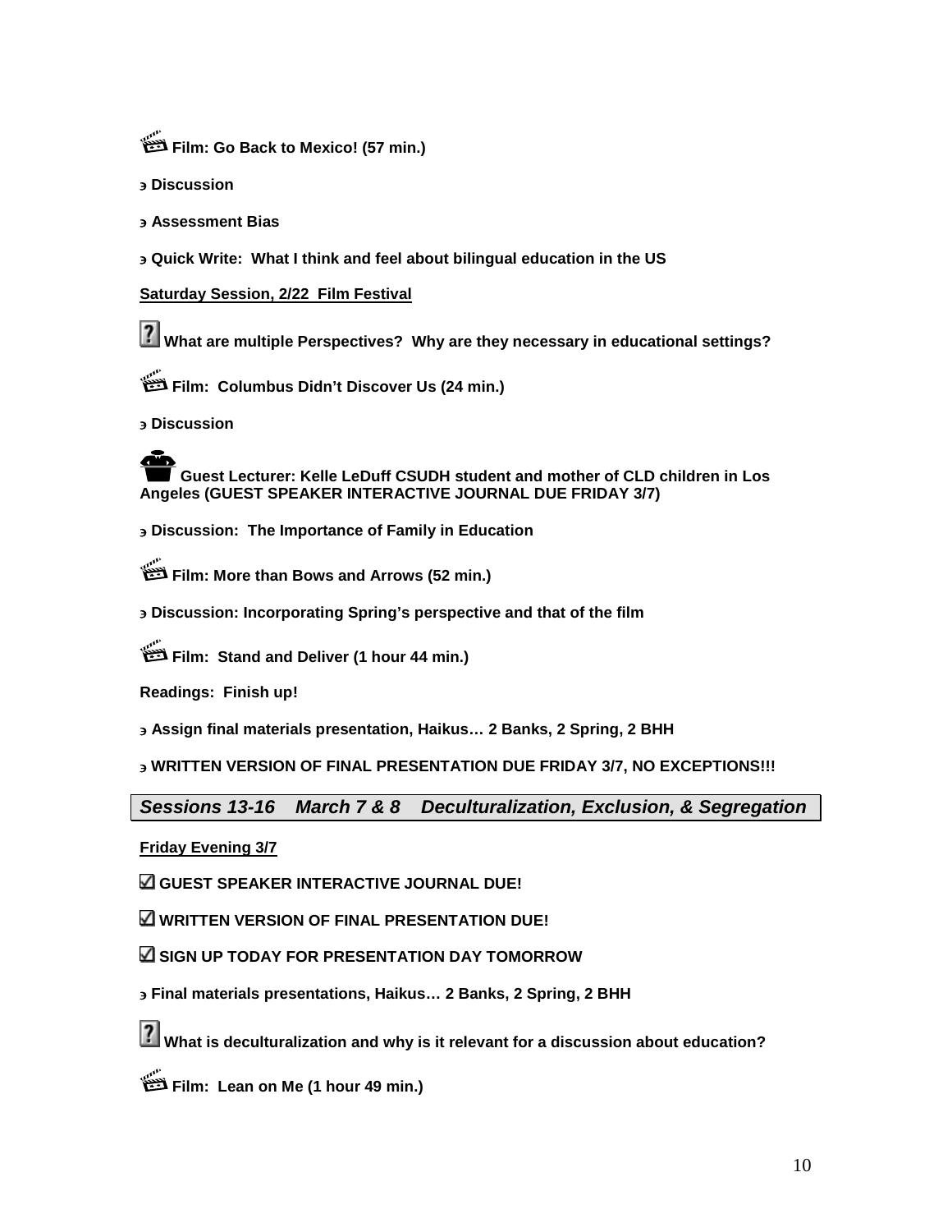**Film: Go Back to Mexico! (57 min.)**

- **Discussion**
- **Assessment Bias**
- **Quick Write: What I think and feel about bilingual education in the US**

**Saturday Session, 2/22 Film Festival**

**What are multiple Perspectives? Why are they necessary in educational settings?**

**Film: Columbus Didn't Discover Us (24 min.)**

- **Discussion**

**Guest Lecturer: Kelle LeDuff CSUDH student and mother of CLD children in Los Angeles (GUEST SPEAKER INTERACTIVE JOURNAL DUE FRIDAY 3/7)**

- **Discussion: The Importance of Family in Education**

**Film: More than Bows and Arrows (52 min.)**

- **Discussion: Incorporating Spring's perspective and that of the film**

**Film: Stand and Deliver (1 hour 44 min.)**

**Readings: Finish up!**

- **Assign final materials presentation, Haikus… 2 Banks, 2 Spring, 2 BHH**
- **WRITTEN VERSION OF FINAL PRESENTATION DUE FRIDAY 3/7, NO EXCEPTIONS!!!**

## *Sessions 13-16 March 7 & 8 Deculturalization, Exclusion, & Segregation*

**Friday Evening 3/7**

- ☑ **GUEST SPEAKER INTERACTIVE JOURNAL DUE!**
- ☑ **WRITTEN VERSION OF FINAL PRESENTATION DUE!**
- ☑ **SIGN UP TODAY FOR PRESENTATION DAY TOMORROW**

- **Final materials presentations, Haikus… 2 Banks, 2 Spring, 2 BHH**

**What is deculturalization and why is it relevant for a discussion about education?**

**Film: Lean on Me (1 hour 49 min.)**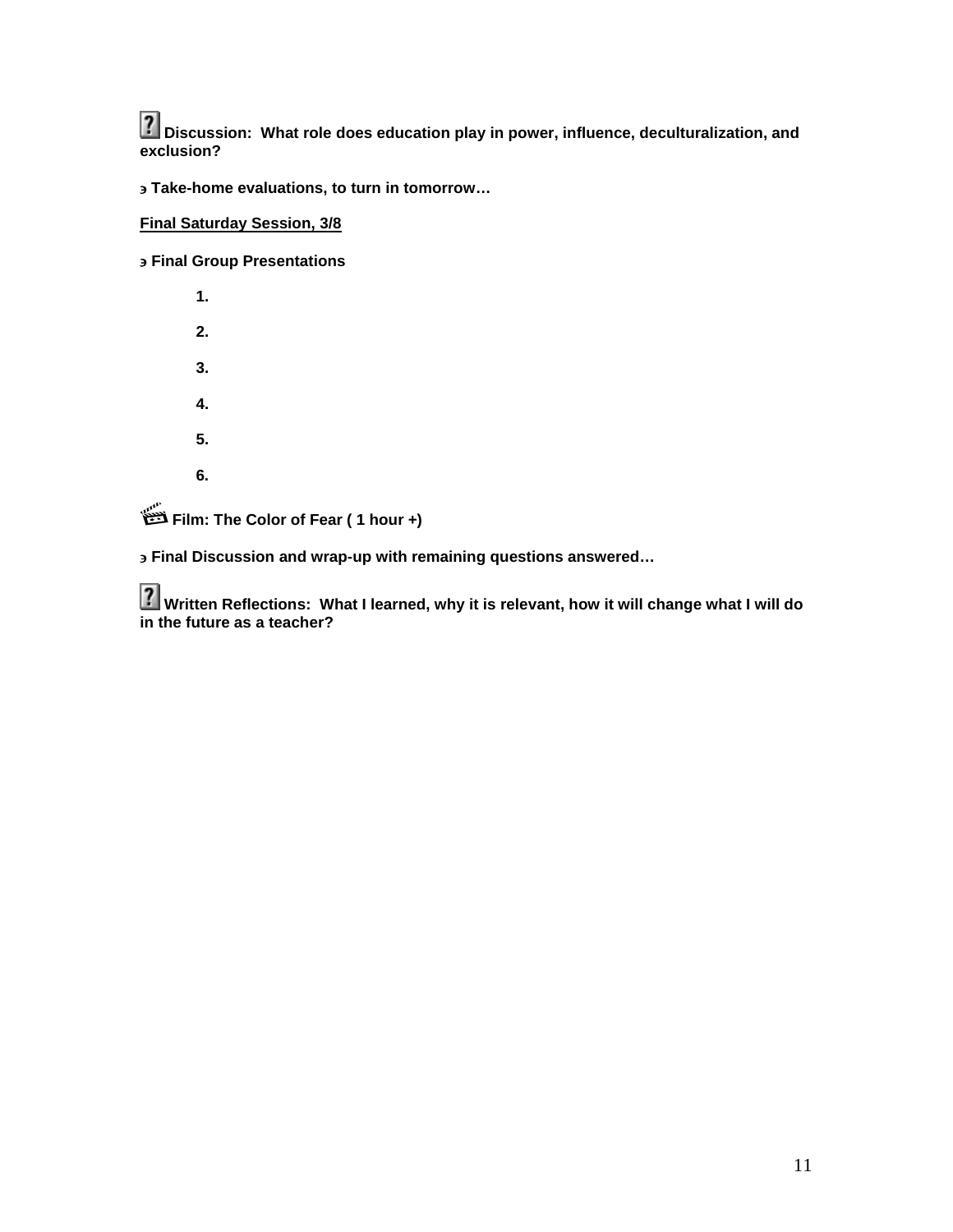**Discussion: What role does education play in power, influence, deculturalization, and exclusion?**

- **Take-home evaluations, to turn in tomorrow…**

**<u>Final Saturday Session, 3/8</u>**

- **Final Group Presentations**

    **1.**

    **2.**

    **3.**

    **4.**

    **5.**

    **6.**

**Film: The Color of Fear ( 1 hour +)**

- **Final Discussion and wrap-up with remaining questions answered…**

**Written Reflections: What I learned, why it is relevant, how it will change what I will do in the future as a teacher?**